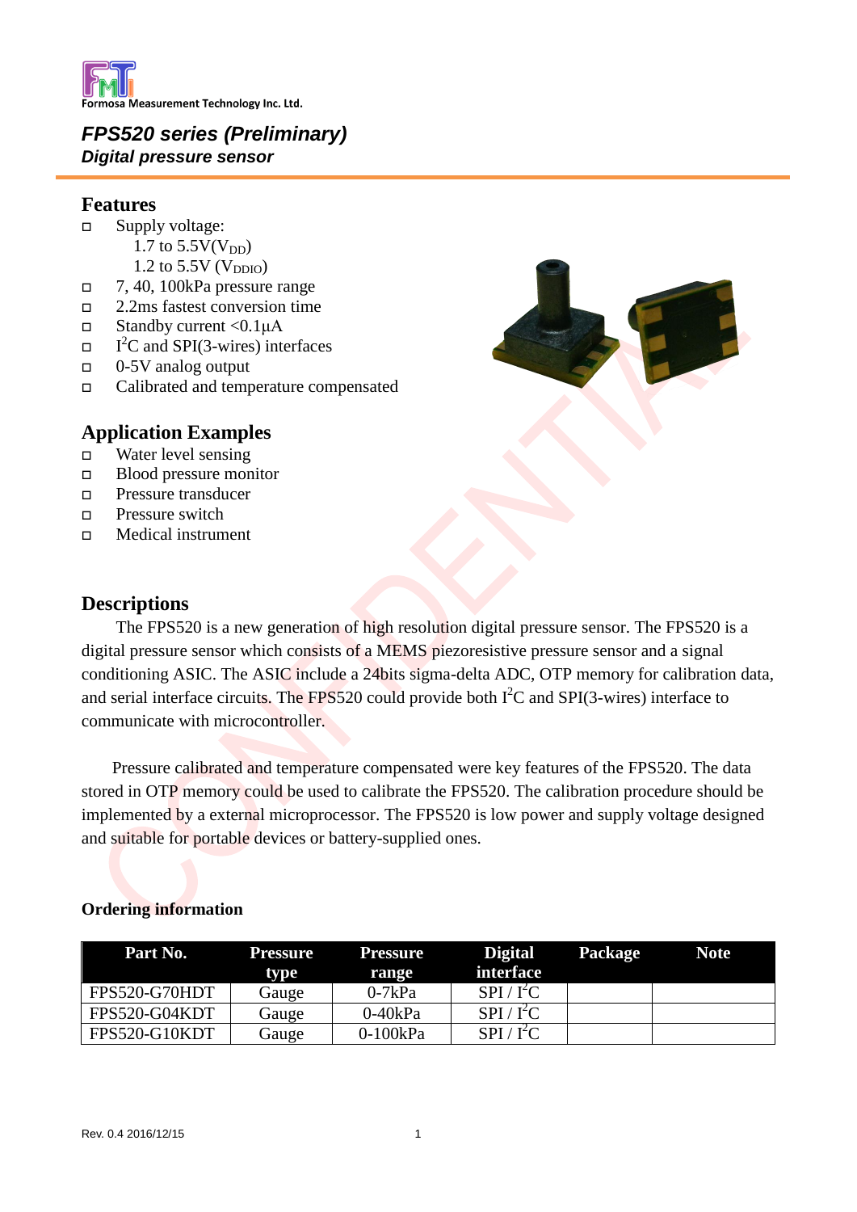Formosa Measurement Technology Inc. Ltd.

# *FPS520 series (Preliminary)*
## *Digital pressure sensor*

## Features

- Supply voltage:
  - 1.7 to 5.5V($V_{DD}$)
  - 1.2 to 5.5V ($V_{DDIO}$)
- 7, 40, 100kPa pressure range
- 2.2ms fastest conversion time
- Standby current <0.1μA
- $I^2C$ and SPI(3-wires) interfaces
- 0-5V analog output
- Calibrated and temperature compensated

## Application Examples

- Water level sensing
- Blood pressure monitor
- Pressure transducer
- Pressure switch
- Medical instrument

## Descriptions

The FPS520 is a new generation of high resolution digital pressure sensor. The FPS520 is a digital pressure sensor which consists of a MEMS piezoresistive pressure sensor and a signal conditioning ASIC. The ASIC include a 24bits sigma-delta ADC, OTP memory for calibration data, and serial interface circuits. The FPS520 could provide both $I^2C$ and SPI(3-wires) interface to communicate with microcontroller.

Pressure calibrated and temperature compensated were key features of the FPS520. The data stored in OTP memory could be used to calibrate the FPS520. The calibration procedure should be implemented by a external microprocessor. The FPS520 is low power and supply voltage designed and suitable for portable devices or battery-supplied ones.

### Ordering information

| Part No. | Pressure type | Pressure range | Digital interface | Package | Note |
|---|---|---|---|---|---|
| FPS520-G70HDT | Gauge | 0-7kPa | SPI / $I^2C$ | | |
| FPS520-G04KDT | Gauge | 0-40kPa | SPI / $I^2C$ | | |
| FPS520-G10KDT | Gauge | 0-100kPa | SPI / $I^2C$ | | |

Rev. 0.4 2016/12/15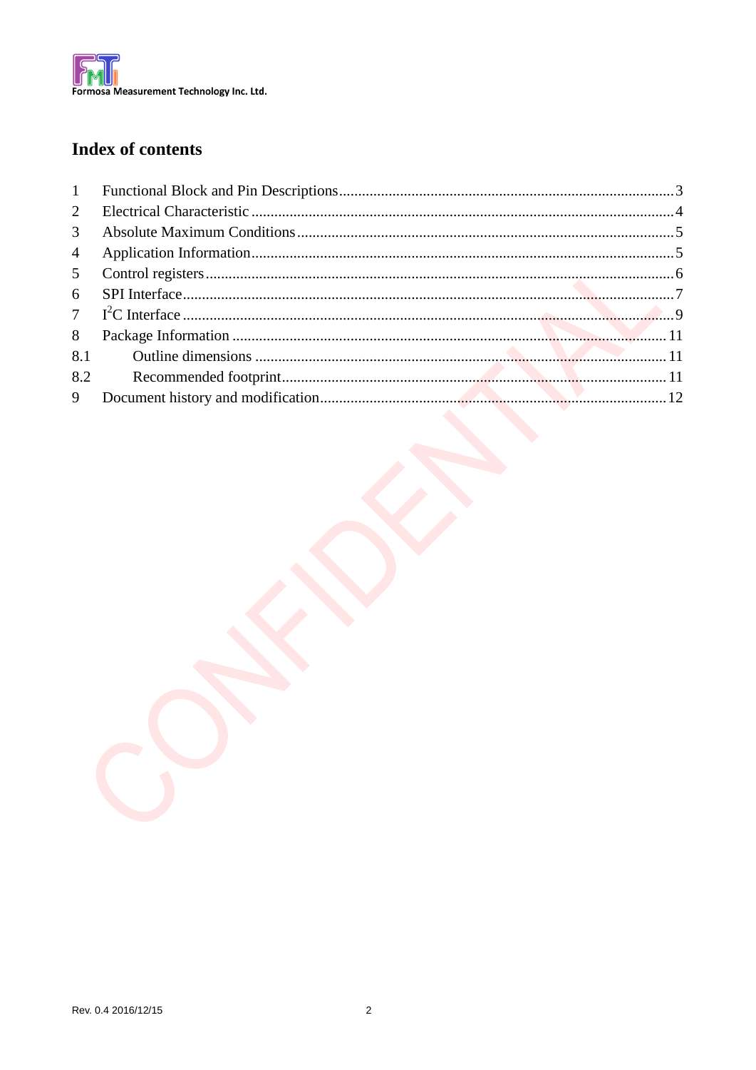# Index of contents

1 Functional Block and Pin Descriptions....3
2 Electrical Characteristic....4
3 Absolute Maximum Conditions....5
4 Application Information....5
5 Control registers....6
6 SPI Interface....7
7 $I^2C$ Interface....9
8 Package Information....11
8.1 Outline dimensions....11
8.2 Recommended footprint....11
9 Document history and modification....12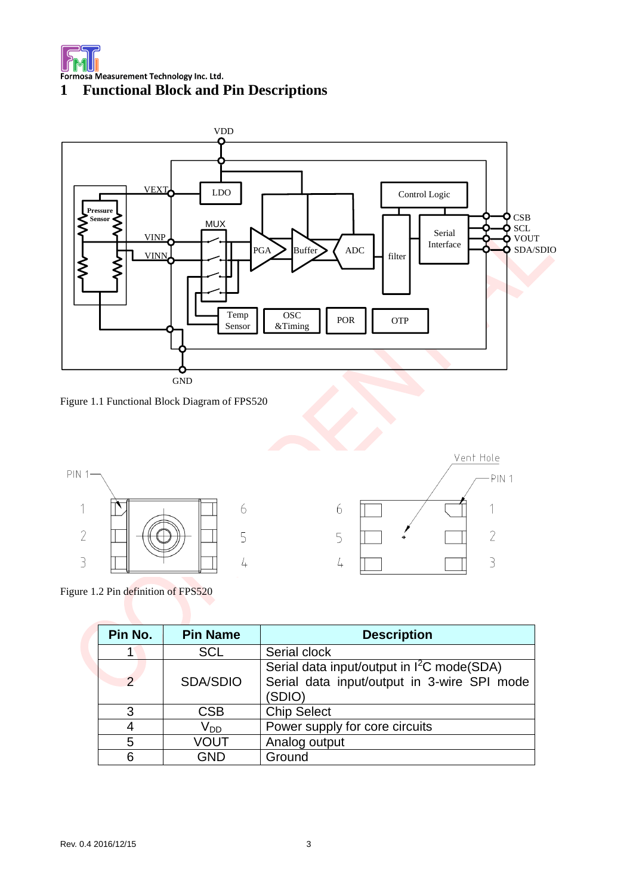# 1 Functional Block and Pin Descriptions

Figure 1.1 Functional Block Diagram of FPS520

Figure 1.2 Pin definition of FPS520

| Pin No. | Pin Name | Description |
| --- | --- | --- |
| 1 | SCL | Serial clock |
| 2 | SDA/SDIO | Serial data input/output in $I^2C$ mode(SDA)<br>Serial data input/output in 3-wire SPI mode (SDIO) |
| 3 | CSB | Chip Select |
| 4 | $V_{DD}$ | Power supply for core circuits |
| 5 | VOUT | Analog output |
| 6 | GND | Ground |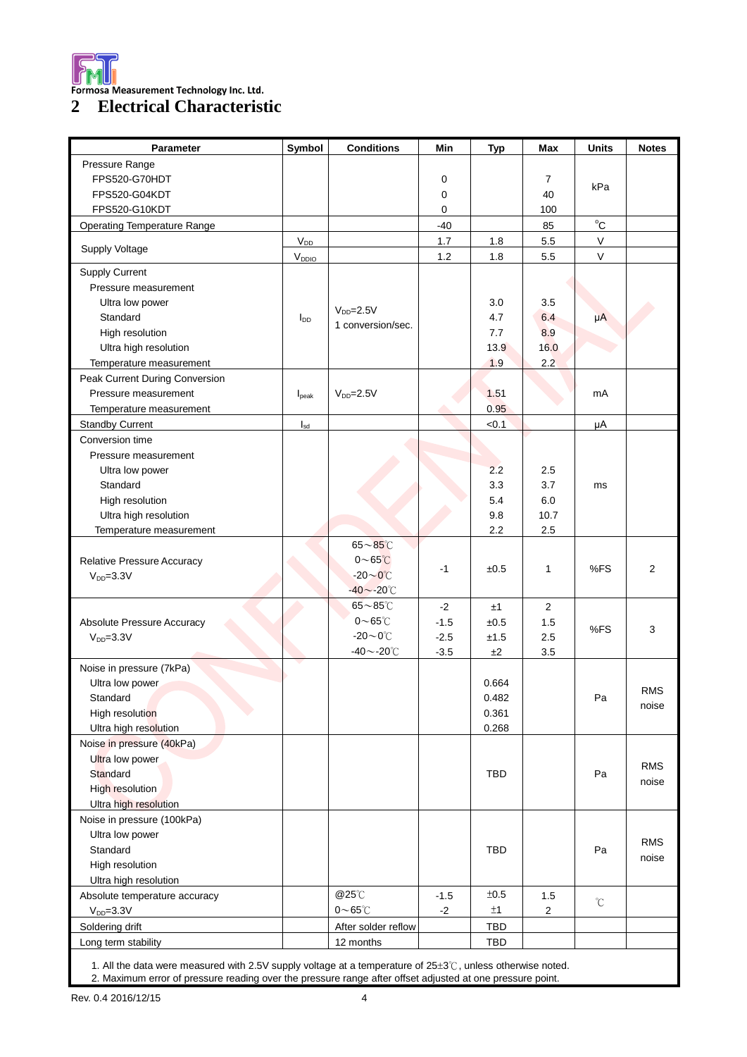## 2 Electrical Characteristic

| Parameter | Symbol | Conditions | Min | Typ | Max | Units | Notes |
|---|---|---|---|---|---|---|---|
| Pressure Range<br>FPS520-G70HDT<br>FPS520-G04KDT<br>FPS520-G10KDT | | | <br>0<br>0<br>0 | | <br>7<br>40<br>100 | kPa | |
| Operating Temperature Range | | | -40 | | 85 | °C | |
| Supply Voltage | $V_{DD}$ | | 1.7 | 1.8 | 5.5 | V | |
| | $V_{DDIO}$ | | 1.2 | 1.8 | 5.5 | V | |
| Supply Current<br>Pressure measurement<br>Ultra low power<br>Standard<br>High resolution<br>Ultra high resolution<br>Temperature measurement | $I_{DD}$ | $V_{DD}$=2.5V<br>1 conversion/sec. | | <br><br>3.0<br>4.7<br>7.7<br>13.9<br>1.9 | <br><br>3.5<br>6.4<br>8.9<br>16.0<br>2.2 | μA | |
| Peak Current During Conversion<br>Pressure measurement<br>Temperature measurement | $I_{peak}$ | $V_{DD}$=2.5V | | <br>1.51<br>0.95 | | mA | |
| Standby Current | $I_{sd}$ | | | <0.1 | | μA | |
| Conversion time<br>Pressure measurement<br>Ultra low power<br>Standard<br>High resolution<br>Ultra high resolution<br>Temperature measurement | | | | <br><br>2.2<br>3.3<br>5.4<br>9.8<br>2.2 | <br><br>2.5<br>3.7<br>6.0<br>10.7<br>2.5 | ms | |
| Relative Pressure Accuracy<br>$V_{DD}$=3.3V | | 65～85℃<br>0～65℃<br>-20～0℃<br>-40～-20℃ | -1 | ±0.5 | 1 | %FS | 2 |
| Absolute Pressure Accuracy<br>$V_{DD}$=3.3V | | 65～85℃<br>0～65℃<br>-20～0℃<br>-40～-20℃ | -2<br>-1.5<br>-2.5<br>-3.5 | ±1<br>±0.5<br>±1.5<br>±2 | 2<br>1.5<br>2.5<br>3.5 | %FS | 3 |
| Noise in pressure (7kPa)<br>Ultra low power<br>Standard<br>High resolution<br>Ultra high resolution | | | | <br>0.664<br>0.482<br>0.361<br>0.268 | | Pa | RMS noise |
| Noise in pressure (40kPa)<br>Ultra low power<br>Standard<br>High resolution<br>Ultra high resolution | | | | TBD | | Pa | RMS noise |
| Noise in pressure (100kPa)<br>Ultra low power<br>Standard<br>High resolution<br>Ultra high resolution | | | | TBD | | Pa | RMS noise |
| Absolute temperature accuracy<br>$V_{DD}$=3.3V | | @25℃<br>0～65℃ | -1.5<br>-2 | ±0.5<br>±1 | 1.5<br>2 | ℃ | |
| Soldering drift | | After solder reflow | | TBD | | | |
| Long term stability | | 12 months | | TBD | | | |

1. All the data were measured with 2.5V supply voltage at a temperature of 25±3℃, unless otherwise noted.
2. Maximum error of pressure reading over the pressure range after offset adjusted at one pressure point.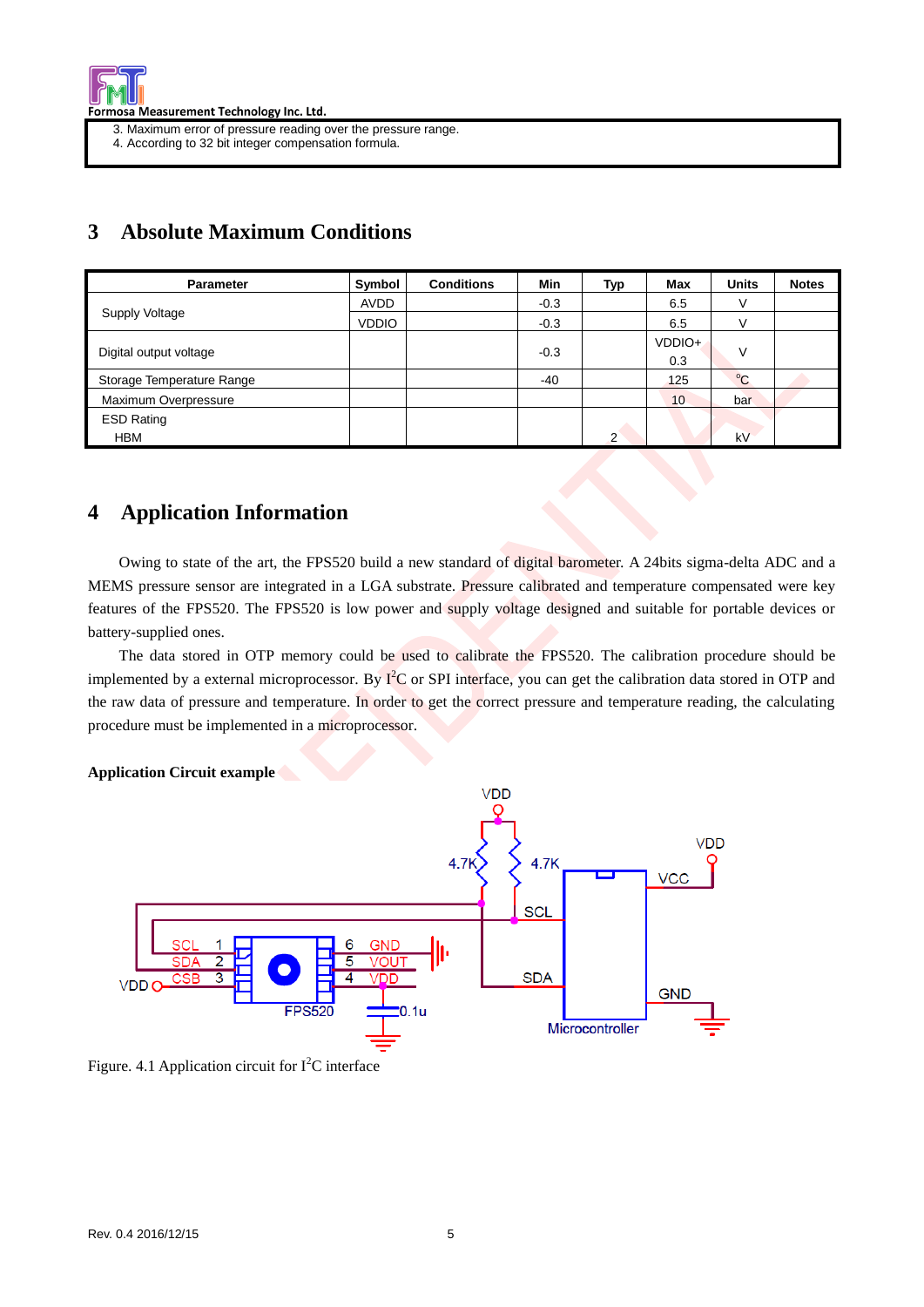3. Maximum error of pressure reading over the pressure range.
4. According to 32 bit integer compensation formula.

# 3 Absolute Maximum Conditions

| Parameter | Symbol | Conditions | Min | Typ | Max | Units | Notes |
|---|---|---|---|---|---|---|---|
| Supply Voltage | AVDD | | -0.3 | | 6.5 | V | |
| | VDDIO | | -0.3 | | 6.5 | V | |
| Digital output voltage | | | -0.3 | | VDDIO+ 0.3 | V | |
| Storage Temperature Range | | | -40 | | 125 | °C | |
| Maximum Overpressure | | | | | 10 | bar | |
| ESD Rating HBM | | | | 2 | | kV | |

# 4 Application Information

Owing to state of the art, the FPS520 build a new standard of digital barometer. A 24bits sigma-delta ADC and a MEMS pressure sensor are integrated in a LGA substrate. Pressure calibrated and temperature compensated were key features of the FPS520. The FPS520 is low power and supply voltage designed and suitable for portable devices or battery-supplied ones.

The data stored in OTP memory could be used to calibrate the FPS520. The calibration procedure should be implemented by a external microprocessor. By I²C or SPI interface, you can get the calibration data stored in OTP and the raw data of pressure and temperature. In order to get the correct pressure and temperature reading, the calculating procedure must be implemented in a microprocessor.

**Application Circuit example**

Figure. 4.1 Application circuit for I²C interface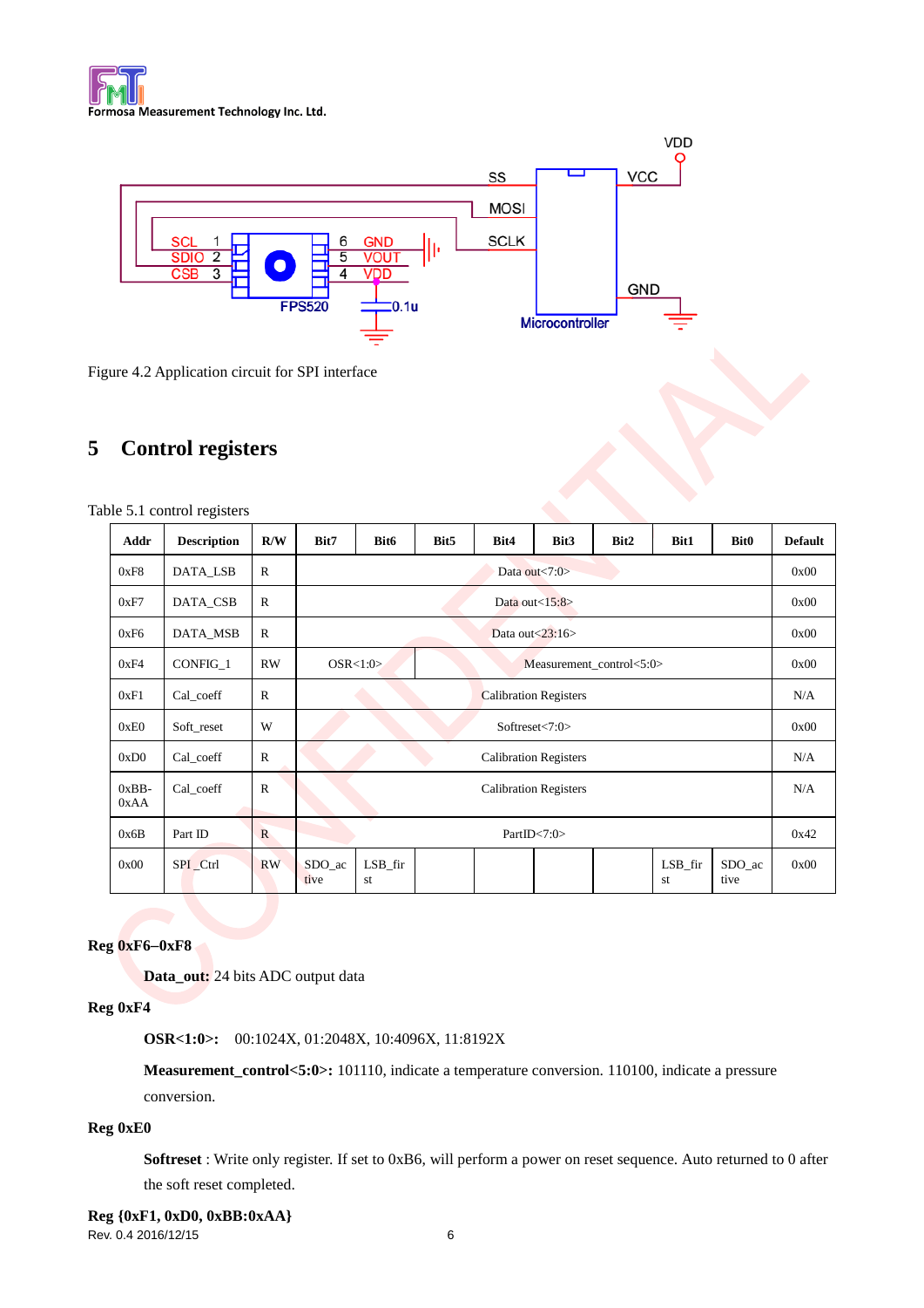Figure 4.2 Application circuit for SPI interface

## 5 Control registers

Table 5.1 control registers

| Addr | Description | R/W | Bit7 | Bit6 | Bit5 | Bit4 | Bit3 | Bit2 | Bit1 | Bit0 | Default |
|---|---|---|---|---|---|---|---|---|---|---|---|
| 0xF8 | DATA_LSB | R | Data out<7:0> | | | | | | | | 0x00 |
| 0xF7 | DATA_CSB | R | Data out<15:8> | | | | | | | | 0x00 |
| 0xF6 | DATA_MSB | R | Data out<23:16> | | | | | | | | 0x00 |
| 0xF4 | CONFIG_1 | RW | OSR<1:0> | | Measurement_control<5:0> | | | | | | 0x00 |
| 0xF1 | Cal_coeff | R | Calibration Registers | | | | | | | | N/A |
| 0xE0 | Soft_reset | W | Softreset<7:0> | | | | | | | | 0x00 |
| 0xD0 | Cal_coeff | R | Calibration Registers | | | | | | | | N/A |
| 0xBB-0xAA | Cal_coeff | R | Calibration Registers | | | | | | | | N/A |
| 0x6B | Part ID | R | PartID<7:0> | | | | | | | | 0x42 |
| 0x00 | SPI_Ctrl | RW | SDO_active | LSB_first | | | | | LSB_first | SDO_active | 0x00 |

**Reg 0xF6–0xF8**

**Data_out:** 24 bits ADC output data

**Reg 0xF4**

**OSR<1:0>:** 00:1024X, 01:2048X, 10:4096X, 11:8192X

**Measurement_control<5:0>:** 101110, indicate a temperature conversion. 110100, indicate a pressure conversion.

**Reg 0xE0**

**Softreset** : Write only register. If set to 0xB6, will perform a power on reset sequence. Auto returned to 0 after the soft reset completed.

**Reg {0xF1, 0xD0, 0xBB:0xAA}**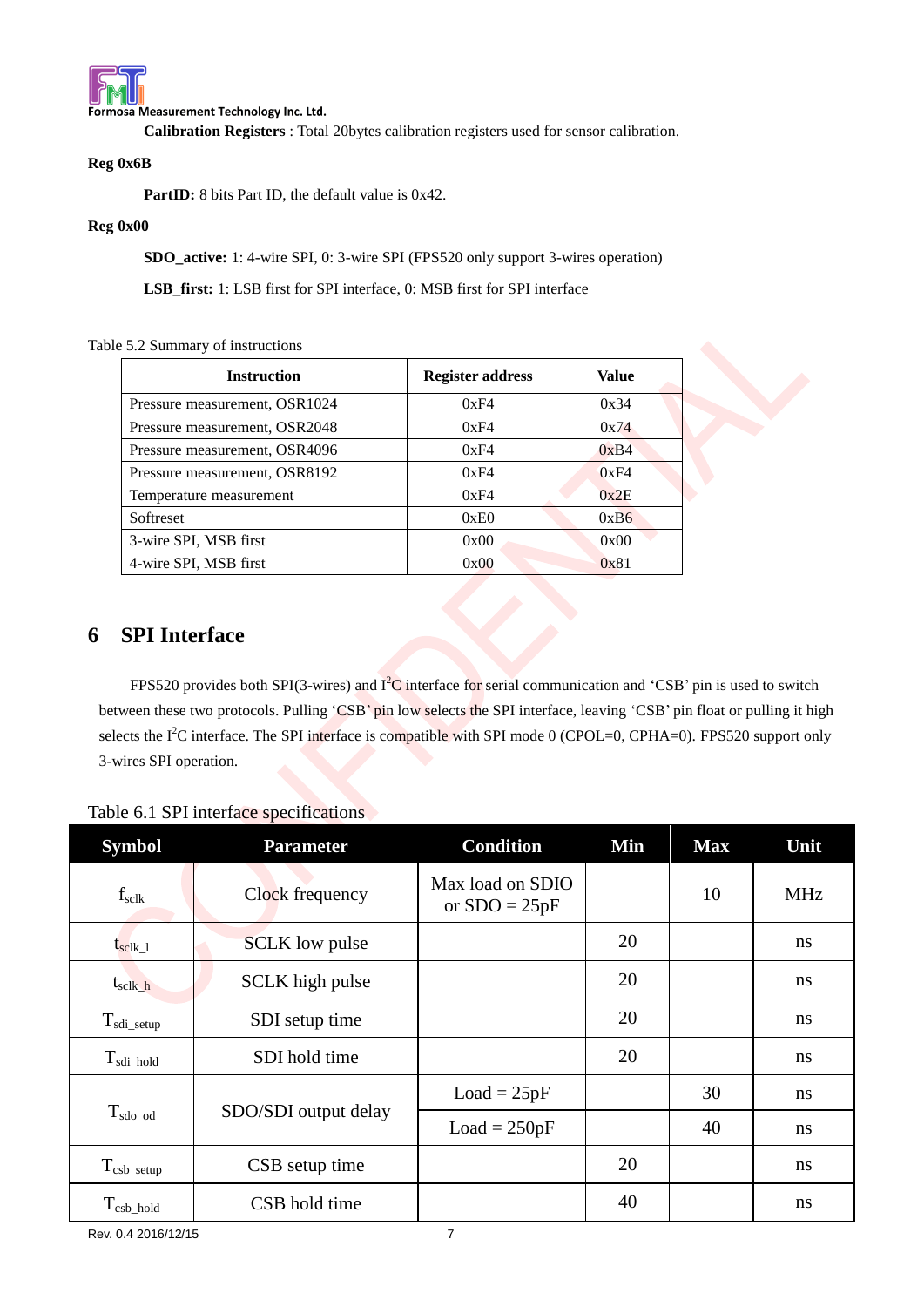**Calibration Registers** : Total 20bytes calibration registers used for sensor calibration.

**Reg 0x6B**

**PartID:** 8 bits Part ID, the default value is 0x42.

**Reg 0x00**

**SDO_active:** 1: 4-wire SPI, 0: 3-wire SPI (FPS520 only support 3-wires operation)

**LSB_first:** 1: LSB first for SPI interface, 0: MSB first for SPI interface

Table 5.2 Summary of instructions

| Instruction | Register address | Value |
|---|---|---|
| Pressure measurement, OSR1024 | 0xF4 | 0x34 |
| Pressure measurement, OSR2048 | 0xF4 | 0x74 |
| Pressure measurement, OSR4096 | 0xF4 | 0xB4 |
| Pressure measurement, OSR8192 | 0xF4 | 0xF4 |
| Temperature measurement | 0xF4 | 0x2E |
| Softreset | 0xE0 | 0xB6 |
| 3-wire SPI, MSB first | 0x00 | 0x00 |
| 4-wire SPI, MSB first | 0x00 | 0x81 |

# 6 SPI Interface

FPS520 provides both SPI(3-wires) and $I^2C$ interface for serial communication and 'CSB' pin is used to switch between these two protocols. Pulling 'CSB' pin low selects the SPI interface, leaving 'CSB' pin float or pulling it high selects the $I^2C$ interface. The SPI interface is compatible with SPI mode 0 (CPOL=0, CPHA=0). FPS520 support only 3-wires SPI operation.

Table 6.1 SPI interface specifications

| Symbol | Parameter | Condition | Min | Max | Unit |
|---|---|---|---|---|---|
| $f_{sclk}$ | Clock frequency | Max load on SDIO or SDO = 25pF | | 10 | MHz |
| $t_{sclk\_l}$ | SCLK low pulse | | 20 | | ns |
| $t_{sclk\_h}$ | SCLK high pulse | | 20 | | ns |
| $T_{sdi\_setup}$ | SDI setup time | | 20 | | ns |
| $T_{sdi\_hold}$ | SDI hold time | | 20 | | ns |
| $T_{sdo\_od}$ | SDO/SDI output delay | Load = 25pF | | 30 | ns |
| | | Load = 250pF | | 40 | ns |
| $T_{csb\_setup}$ | CSB setup time | | 20 | | ns |
| $T_{csb\_hold}$ | CSB hold time | | 40 | | ns |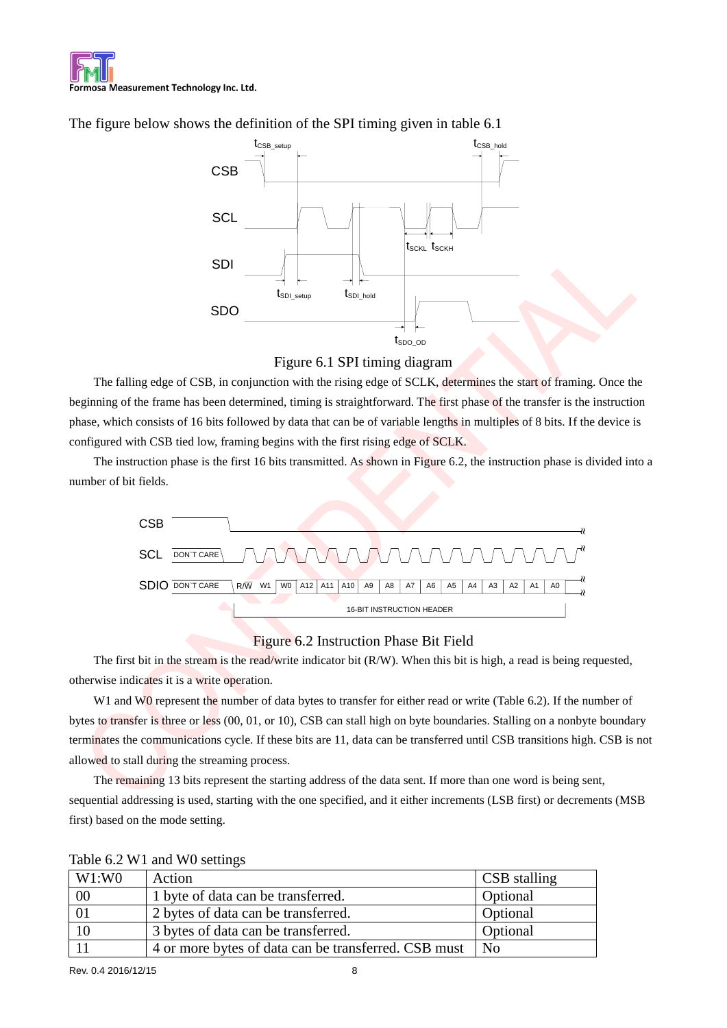The figure below shows the definition of the SPI timing given in table 6.1

Figure 6.1 SPI timing diagram

The falling edge of CSB, in conjunction with the rising edge of SCLK, determines the start of framing. Once the beginning of the frame has been determined, timing is straightforward. The first phase of the transfer is the instruction phase, which consists of 16 bits followed by data that can be of variable lengths in multiples of 8 bits. If the device is configured with CSB tied low, framing begins with the first rising edge of SCLK.

The instruction phase is the first 16 bits transmitted. As shown in Figure 6.2, the instruction phase is divided into a number of bit fields.

Figure 6.2 Instruction Phase Bit Field

The first bit in the stream is the read/write indicator bit (R/W). When this bit is high, a read is being requested, otherwise indicates it is a write operation.

W1 and W0 represent the number of data bytes to transfer for either read or write (Table 6.2). If the number of bytes to transfer is three or less (00, 01, or 10), CSB can stall high on byte boundaries. Stalling on a nonbyte boundary terminates the communications cycle. If these bits are 11, data can be transferred until CSB transitions high. CSB is not allowed to stall during the streaming process.

The remaining 13 bits represent the starting address of the data sent. If more than one word is being sent, sequential addressing is used, starting with the one specified, and it either increments (LSB first) or decrements (MSB first) based on the mode setting.

Table 6.2 W1 and W0 settings

| W1:W0 | Action | CSB stalling |
|---|---|---|
| 00 | 1 byte of data can be transferred. | Optional |
| 01 | 2 bytes of data can be transferred. | Optional |
| 10 | 3 bytes of data can be transferred. | Optional |
| 11 | 4 or more bytes of data can be transferred. CSB must | No |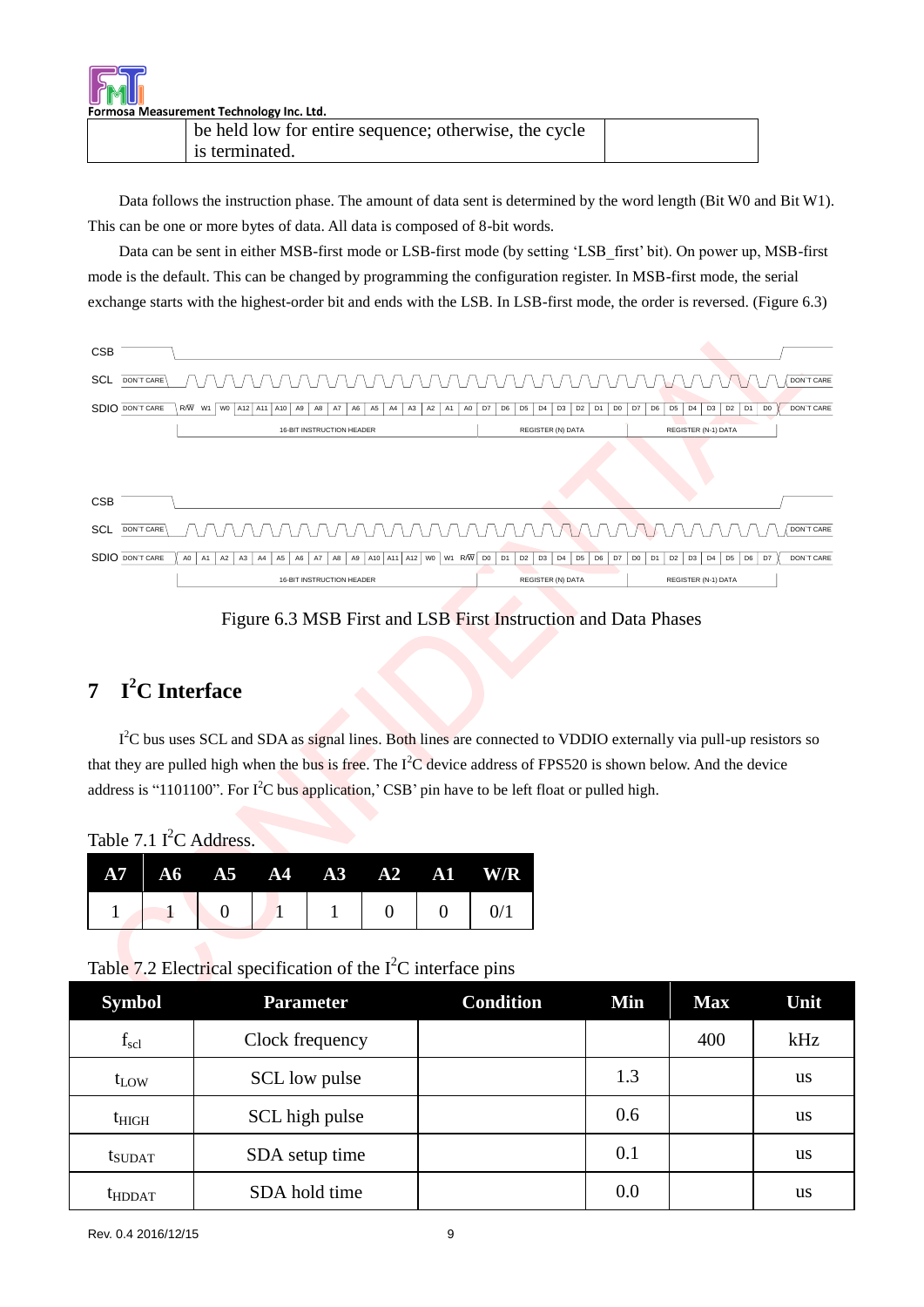| | be held low for entire sequence; otherwise, the cycle is terminated. | |
|---|---|---|

Data follows the instruction phase. The amount of data sent is determined by the word length (Bit W0 and Bit W1). This can be one or more bytes of data. All data is composed of 8-bit words.

Data can be sent in either MSB-first mode or LSB-first mode (by setting 'LSB_first' bit). On power up, MSB-first mode is the default. This can be changed by programming the configuration register. In MSB-first mode, the serial exchange starts with the highest-order bit and ends with the LSB. In LSB-first mode, the order is reversed. (Figure 6.3)

Figure 6.3 MSB First and LSB First Instruction and Data Phases

# 7 I²C Interface

I²C bus uses SCL and SDA as signal lines. Both lines are connected to VDDIO externally via pull-up resistors so that they are pulled high when the bus is free. The I²C device address of FPS520 is shown below. And the device address is "1101100". For I²C bus application,' CSB' pin have to be left float or pulled high.

Table 7.1 I²C Address.

| A7 | A6 | A5 | A4 | A3 | A2 | A1 | W/R |
|---|---|---|---|---|---|---|---|
| 1 | 1 | 0 | 1 | 1 | 0 | 0 | 0/1 |

Table 7.2 Electrical specification of the I²C interface pins

| Symbol | Parameter | Condition | Min | Max | Unit |
|---|---|---|---|---|---|
| $f_{scl}$ | Clock frequency | | | 400 | kHz |
| $t_{LOW}$ | SCL low pulse | | 1.3 | | us |
| $t_{HIGH}$ | SCL high pulse | | 0.6 | | us |
| $t_{SUDAT}$ | SDA setup time | | 0.1 | | us |
| $t_{HDDAT}$ | SDA hold time | | 0.0 | | us |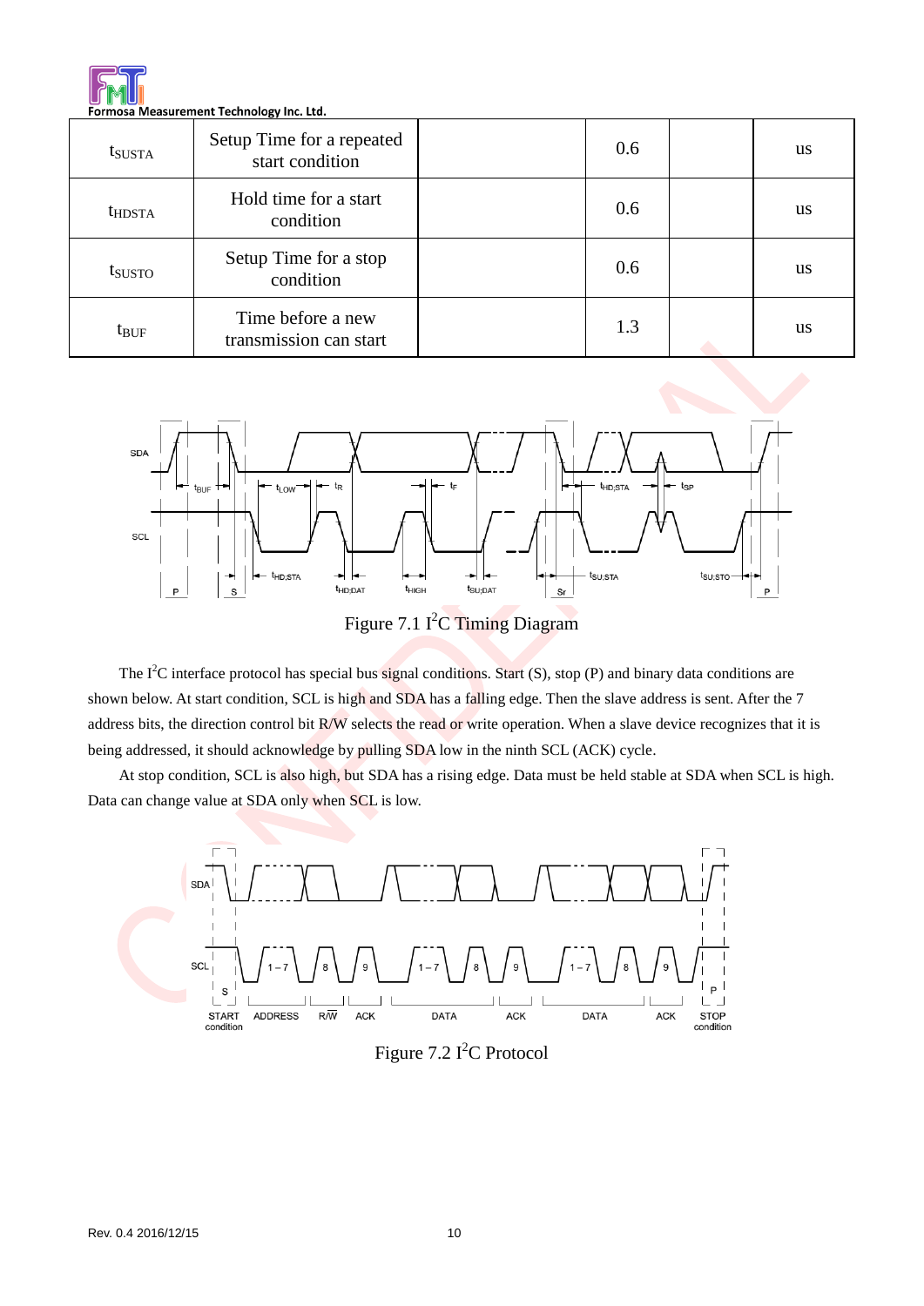| $t_{SUSTA}$ | Setup Time for a repeated start condition | | 0.6 | | us |
|---|---|---|---|---|---|
| $t_{HDSTA}$ | Hold time for a start condition | | 0.6 | | us |
| $t_{SUSTO}$ | Setup Time for a stop condition | | 0.6 | | us |
| $t_{BUF}$ | Time before a new transmission can start | | 1.3 | | us |

Figure 7.1 $I^2C$ Timing Diagram

The $I^2C$ interface protocol has special bus signal conditions. Start (S), stop (P) and binary data conditions are shown below. At start condition, SCL is high and SDA has a falling edge. Then the slave address is sent. After the 7 address bits, the direction control bit R/W selects the read or write operation. When a slave device recognizes that it is being addressed, it should acknowledge by pulling SDA low in the ninth SCL (ACK) cycle.

At stop condition, SCL is also high, but SDA has a rising edge. Data must be held stable at SDA when SCL is high. Data can change value at SDA only when SCL is low.

Figure 7.2 $I^2C$ Protocol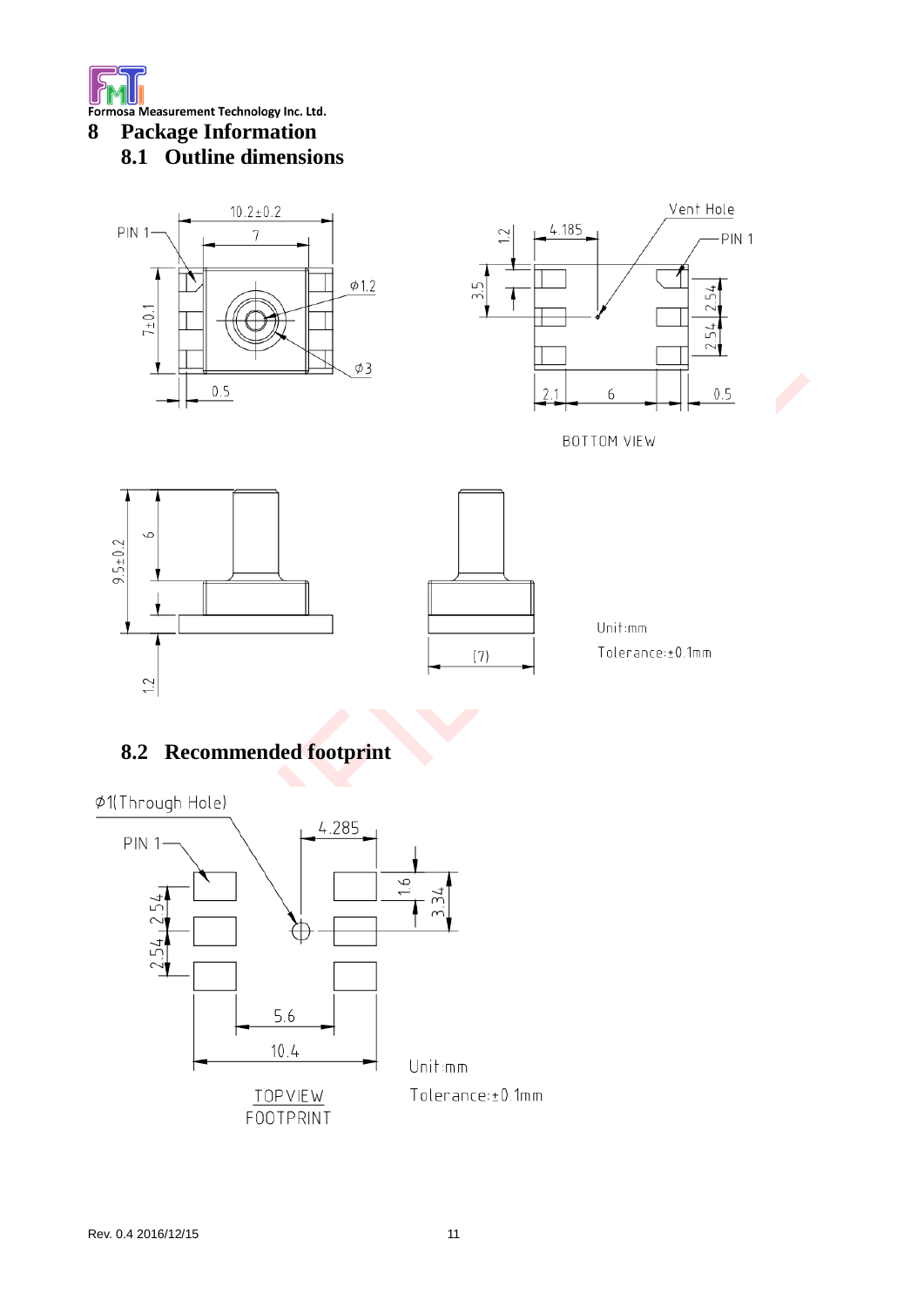# 8 Package Information

## 8.1 Outline dimensions

BOTTOM VIEW

Unit:mm

Tolerance:±0.1mm

## 8.2 Recommended footprint

TOPVIEW
FOOTPRINT

Unit:mm

Tolerance:±0.1mm

Rev. 0.4 2016/12/15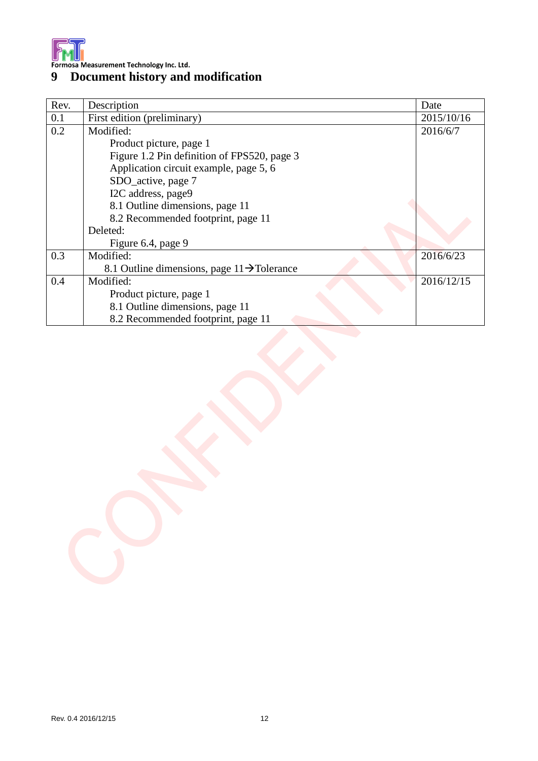# 9 Document history and modification

| Rev. | Description | Date |
|---|---|---|
| 0.1 | First edition (preliminary) | 2015/10/16 |
| 0.2 | Modified:<br>Product picture, page 1<br>Figure 1.2 Pin definition of FPS520, page 3<br>Application circuit example, page 5, 6<br>SDO_active, page 7<br>I2C address, page9<br>8.1 Outline dimensions, page 11<br>8.2 Recommended footprint, page 11<br>Deleted:<br>Figure 6.4, page 9 | 2016/6/7 |
| 0.3 | Modified:<br>8.1 Outline dimensions, page 11→Tolerance | 2016/6/23 |
| 0.4 | Modified:<br>Product picture, page 1<br>8.1 Outline dimensions, page 11<br>8.2 Recommended footprint, page 11 | 2016/12/15 |